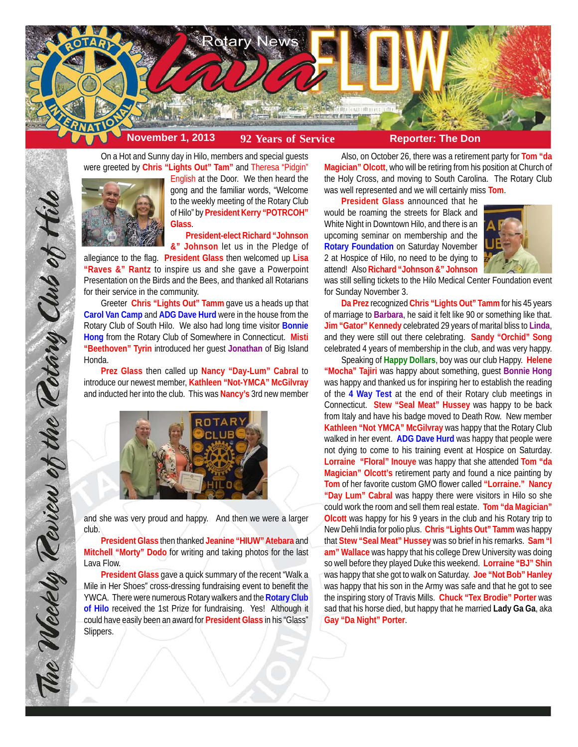# Rotary News Lava FLOW

**November 1, 2013** | **92 Years of Service** | **Reporter: The Don**

*The Weekly Review of the Rotary Club of Hilo*

On a Hot and Sunny day in Hilo, members and special guests were greeted by **Chris "Lights Out" Tam"** and Theresa "Pidgin" English at the Door. We then heard the gong and the familiar words, "Welcome to the weekly meeting of the Rotary Club of Hilo" by **President Kerry "POTRCOH" Glass**.

**President-elect Richard "Johnson &" Johnson** let us in the Pledge of allegiance to the flag. **President Glass** then welcomed up **Lisa "Raves &" Rantz** to inspire us and she gave a Powerpoint Presentation on the Birds and the Bees, and thanked all Rotarians for their service in the community.

Greeter **Chris "Lights Out" Tamm** gave us a heads up that **Carol Van Camp** and **ADG Dave Hurd** were in the house from the Rotary Club of South Hilo. We also had long time visitor **Bonnie Hong** from the Rotary Club of Somewhere in Connecticut. **Misti "Beethoven" Tyrin** introduced her guest **Jonathan** of Big Island Honda.

**Prez Glass** then called up **Nancy "Day-Lum" Cabral** to introduce our newest member, **Kathleen "Not-YMCA" McGilvray** and inducted her into the club. This was **Nancy's** 3rd new member and she was very proud and happy. And then we were a larger club.

**President Glass** then thanked **Jeanine "HIUW" Atebara** and **Mitchell "Morty" Dodo** for writing and taking photos for the last Lava Flow.

**President Glass** gave a quick summary of the recent "Walk a Mile in Her Shoes" cross-dressing fundraising event to benefit the YWCA. There were numerous Rotary walkers and the **Rotary Club of Hilo** received the 1st Prize for fundraising. Yes! Although it could have easily been an award for **President Glass** in his "Glass" Slippers.

Also, on October 26, there was a retirement party for **Tom "da Magician" Olcott**, who will be retiring from his position at Church of the Holy Cross, and moving to South Carolina. The Rotary Club was well represented and we will certainly miss **Tom**.

**President Glass** announced that he would be roaming the streets for Black and White Night in Downtown Hilo, and there is an upcoming seminar on membership and the **Rotary Foundation** on Saturday November 2 at Hospice of Hilo, no need to be dying to attend! Also **Richard "Johnson &" Johnson** was still selling tickets to the Hilo Medical Center Foundation event for Sunday November 3.

**Da Prez** recognized **Chris "Lights Out" Tamm** for his 45 years of marriage to **Barbara**, he said it felt like 90 or something like that. **Jim "Gator" Kennedy** celebrated 29 years of marital bliss to **Linda**, and they were still out there celebrating. **Sandy "Orchid" Song** celebrated 4 years of membership in the club, and was very happy.

Speaking of **Happy Dollars**, boy was our club Happy. **Helene "Mocha" Tajiri** was happy about something, guest **Bonnie Hong** was happy and thanked us for inspiring her to establish the reading of the **4 Way Test** at the end of their Rotary club meetings in Connecticut. **Stew "Seal Meat" Hussey** was happy to be back from Italy and have his badge moved to Death Row. New member **Kathleen "Not YMCA" McGilvray** was happy that the Rotary Club walked in her event. **ADG Dave Hurd** was happy that people were not dying to come to his training event at Hospice on Saturday. **Lorraine "Floral" Inouye** was happy that she attended **Tom "da Magician" Olcott's** retirement party and found a nice painting by **Tom** of her favorite custom GMO flower called **"Lorraine." Nancy "Day Lum" Cabral** was happy there were visitors in Hilo so she could work the room and sell them real estate. **Tom "da Magician" Olcott** was happy for his 9 years in the club and his Rotary trip to New Dehli India for polio plus. **Chris "Lights Out" Tamm** was happy that **Stew "Seal Meat" Hussey** was so brief in his remarks. **Sam "I am" Wallace** was happy that his college Drew University was doing so well before they played Duke this weekend. **Lorraine "BJ" Shin** was happy that she got to walk on Saturday. **Joe "Not Bob" Hanley** was happy that his son in the Army was safe and that he got to see the inspiring story of Travis Mills. **Chuck "Tex Brodie" Porter** was sad that his horse died, but happy that he married **Lady Ga Ga**, aka **Gay "Da Night" Porter**.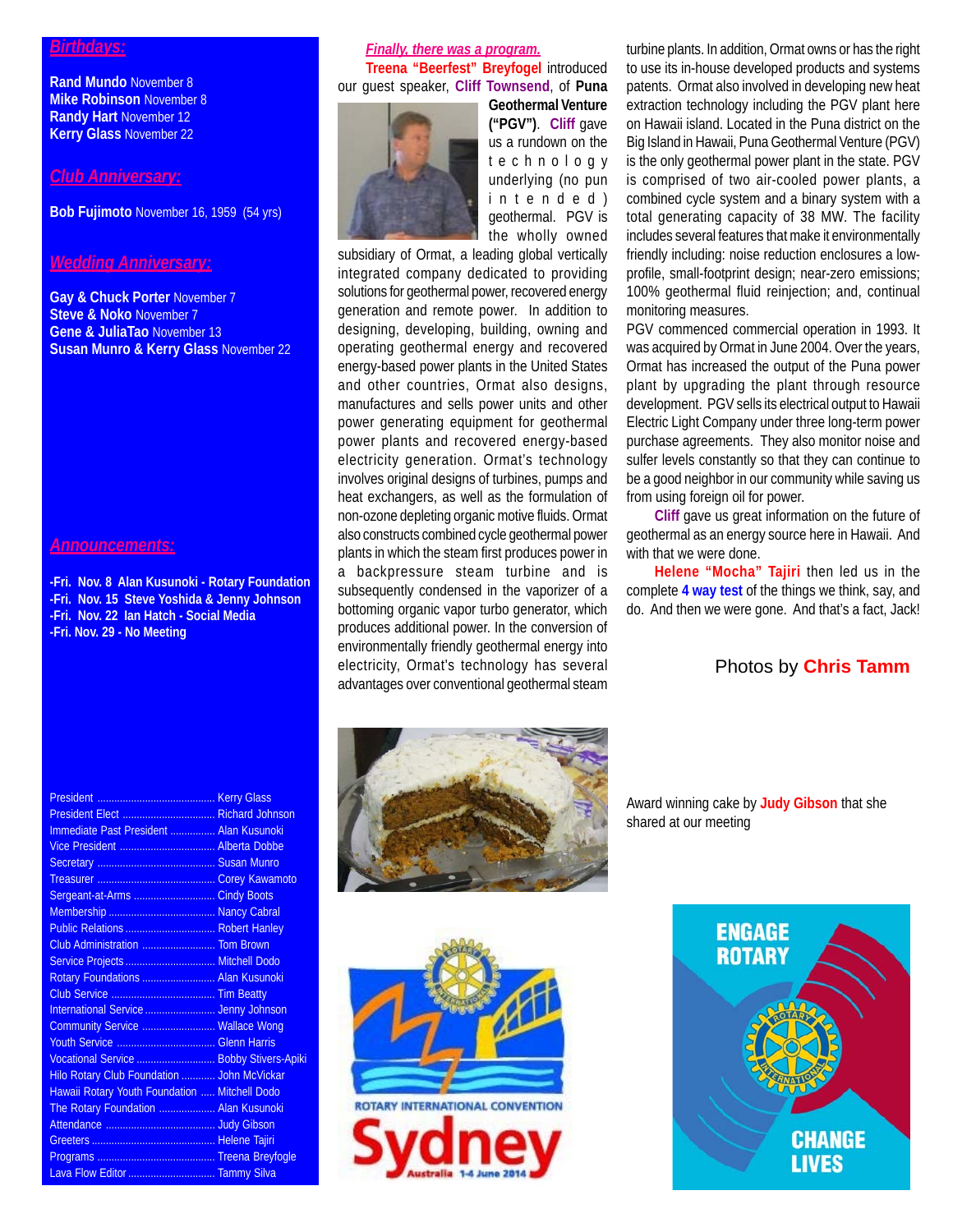## Birthdays:

**Rand Mundo** November 8
**Mike Robinson** November 8
**Randy Hart** November 12
**Kerry Glass** November 22

## Club Anniversary:

**Bob Fujimoto** November 16, 1959 (54 yrs)

## Wedding Anniversary:

**Gay & Chuck Porter** November 7
**Steve & Noko** November 7
**Gene & JuliaTao** November 13
**Susan Munro & Kerry Glass** November 22

## Announcements:

**-Fri. Nov. 8 Alan Kusunoki - Rotary Foundation**
**-Fri. Nov. 15 Steve Yoshida & Jenny Johnson**
**-Fri. Nov. 22 Ian Hatch - Social Media**
**-Fri. Nov. 29 - No Meeting**

| | |
|---|---|
| President | Kerry Glass |
| President Elect | Richard Johnson |
| Immediate Past President | Alan Kusunoki |
| Vice President | Alberta Dobbe |
| Secretary | Susan Munro |
| Treasurer | Corey Kawamoto |
| Sergeant-at-Arms | Cindy Boots |
| Membership | Nancy Cabral |
| Public Relations | Robert Hanley |
| Club Administration | Tom Brown |
| Service Projects | Mitchell Dodo |
| Rotary Foundations | Alan Kusunoki |
| Club Service | Tim Beatty |
| International Service | Jenny Johnson |
| Community Service | Wallace Wong |
| Youth Service | Glenn Harris |
| Vocational Service | Bobby Stivers-Apiki |
| Hilo Rotary Club Foundation | John McVickar |
| Hawaii Rotary Youth Foundation | Mitchell Dodo |
| The Rotary Foundation | Alan Kusunoki |
| Attendance | Judy Gibson |
| Greeters | Helene Tajiri |
| Programs | Treena Breyfogle |
| Lava Flow Editor | Tammy Silva |

## *Finally, there was a program.*

**Treena "Beerfest" Breyfogel** introduced our guest speaker, **Cliff Townsend**, of **Puna Geothermal Venture ("PGV")**. **Cliff** gave us a rundown on the technology underlying (no pun intended) geothermal. PGV is the wholly owned subsidiary of Ormat, a leading global vertically integrated company dedicated to providing solutions for geothermal power, recovered energy generation and remote power. In addition to designing, developing, building, owning and operating geothermal energy and recovered energy-based power plants in the United States and other countries, Ormat also designs, manufactures and sells power units and other power generating equipment for geothermal power plants and recovered energy-based electricity generation. Ormat's technology involves original designs of turbines, pumps and heat exchangers, as well as the formulation of non-ozone depleting organic motive fluids. Ormat also constructs combined cycle geothermal power plants in which the steam first produces power in a backpressure steam turbine and is subsequently condensed in the vaporizer of a bottoming organic vapor turbo generator, which produces additional power. In the conversion of environmentally friendly geothermal energy into electricity, Ormat's technology has several advantages over conventional geothermal steam turbine plants. In addition, Ormat owns or has the right to use its in-house developed products and systems patents. Ormat also involved in developing new heat extraction technology including the PGV plant here on Hawaii island. Located in the Puna district on the Big Island in Hawaii, Puna Geothermal Venture (PGV) is the only geothermal power plant in the state. PGV is comprised of two air-cooled power plants, a combined cycle system and a binary system with a total generating capacity of 38 MW. The facility includes several features that make it environmentally friendly including: noise reduction enclosures a low-profile, small-footprint design; near-zero emissions; 100% geothermal fluid reinjection; and, continual monitoring measures.

PGV commenced commercial operation in 1993. It was acquired by Ormat in June 2004. Over the years, Ormat has increased the output of the Puna power plant by upgrading the plant through resource development. PGV sells its electrical output to Hawaii Electric Light Company under three long-term power purchase agreements. They also monitor noise and sulfer levels constantly so that they can continue to be a good neighbor in our community while saving us from using foreign oil for power.

**Cliff** gave us great information on the future of geothermal as an energy source here in Hawaii. And with that we were done.

**Helene "Mocha" Tajiri** then led us in the complete **4 way test** of the things we think, say, and do. And then we were gone. And that's a fact, Jack!

Photos by **Chris Tamm**

Award winning cake by **Judy Gibson** that she shared at our meeting